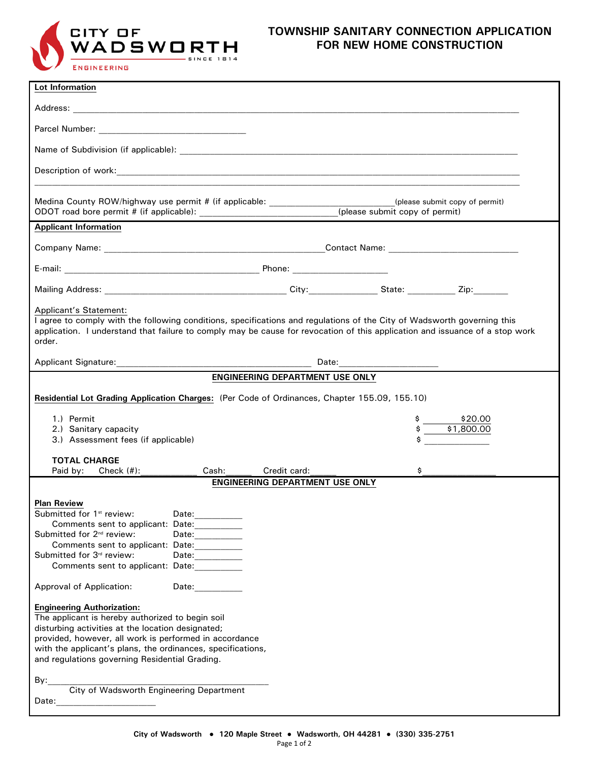CITY OF WADSWORTH
SINCE 1814
ENGINEERING

# TOWNSHIP SANITARY CONNECTION APPLICATION FOR NEW HOME CONSTRUCTION

**Lot Information**

Address: ______________________________________________________________________________

Parcel Number: ______________________________

Name of Subdivision (if applicable): ______________________________________________________________

Description of work: ______________________________________________________________________

______________________________________________________________________________________

Medina County ROW/highway use permit # (if applicable: ______________________(please submit copy of permit)
ODOT road bore permit # (if applicable): ______________________________(please submit copy of permit)

**Applicant Information**

Company Name: ______________________________________________ Contact Name: ___________________________

E-mail: ________________________________________ Phone: ___________________

Mailing Address: _____________________________________ City:______________ State: __________ Zip:_______

Applicant's Statement:
I agree to comply with the following conditions, specifications and regulations of the City of Wadsworth governing this application. I understand that failure to comply may be cause for revocation of this application and issuance of a stop work order.

Applicant Signature:________________________________________ Date:____________________

**ENGINEERING DEPARTMENT USE ONLY**

**Residential Lot Grading Application Charges:** (Per Code of Ordinances, Chapter 155.09, 155.10)

| | |
|---|---|
| 1.) Permit | $ $20.00 |
| 2.) Sanitary capacity | $ $1,800.00 |
| 3.) Assessment fees (if applicable) | $ ____________ |

**TOTAL CHARGE**
Paid by: Check (#):___________ Cash:______ Credit card:______ $ _______________

**ENGINEERING DEPARTMENT USE ONLY**

**Plan Review**
Submitted for 1st review: Date:__________
Comments sent to applicant: Date:__________
Submitted for 2nd review: Date:__________
Comments sent to applicant: Date:__________
Submitted for 3rd review: Date:__________
Comments sent to applicant: Date:__________

Approval of Application: Date:__________

**Engineering Authorization:**
The applicant is hereby authorized to begin soil disturbing activities at the location designated; provided, however, all work is performed in accordance with the applicant's plans, the ordinances, specifications, and regulations governing Residential Grading.

By:_____________________________________________
City of Wadsworth Engineering Department
Date:_____________________

City of Wadsworth • 120 Maple Street • Wadsworth, OH 44281 • (330) 335-2751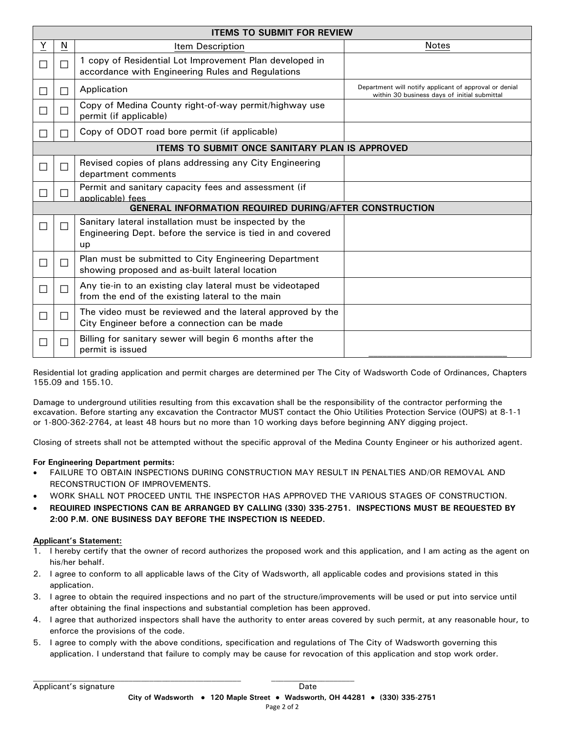| Y | N | Item Description | Notes |
|---|---|---|---|
| **ITEMS TO SUBMIT FOR REVIEW** | | | |
| ☐ | ☐ | 1 copy of Residential Lot Improvement Plan developed in accordance with Engineering Rules and Regulations | |
| ☐ | ☐ | Application | Department will notify applicant of approval or denial within 30 business days of initial submittal |
| ☐ | ☐ | Copy of Medina County right-of-way permit/highway use permit (if applicable) | |
| ☐ | ☐ | Copy of ODOT road bore permit (if applicable) | |
| **ITEMS TO SUBMIT ONCE SANITARY PLAN IS APPROVED** | | | |
| ☐ | ☐ | Revised copies of plans addressing any City Engineering department comments | |
| ☐ | ☐ | Permit and sanitary capacity fees and assessment (if applicable) fees | |
| **GENERAL INFORMATION REQUIRED DURING/AFTER CONSTRUCTION** | | | |
| ☐ | ☐ | Sanitary lateral installation must be inspected by the Engineering Dept. before the service is tied in and covered up | |
| ☐ | ☐ | Plan must be submitted to City Engineering Department showing proposed and as-built lateral location | |
| ☐ | ☐ | Any tie-in to an existing clay lateral must be videotaped from the end of the existing lateral to the main | |
| ☐ | ☐ | The video must be reviewed and the lateral approved by the City Engineer before a connection can be made | |
| ☐ | ☐ | Billing for sanitary sewer will begin 6 months after the permit is issued | ______________________________ |

Residential lot grading application and permit charges are determined per The City of Wadsworth Code of Ordinances, Chapters 155.09 and 155.10.

Damage to underground utilities resulting from this excavation shall be the responsibility of the contractor performing the excavation. Before starting any excavation the Contractor MUST contact the Ohio Utilities Protection Service (OUPS) at 8-1-1 or 1-800-362-2764, at least 48 hours but no more than 10 working days before beginning ANY digging project.

Closing of streets shall not be attempted without the specific approval of the Medina County Engineer or his authorized agent.

**For Engineering Department permits:**

- FAILURE TO OBTAIN INSPECTIONS DURING CONSTRUCTION MAY RESULT IN PENALTIES AND/OR REMOVAL AND RECONSTRUCTION OF IMPROVEMENTS.
- WORK SHALL NOT PROCEED UNTIL THE INSPECTOR HAS APPROVED THE VARIOUS STAGES OF CONSTRUCTION.
- **REQUIRED INSPECTIONS CAN BE ARRANGED BY CALLING (330) 335-2751. INSPECTIONS MUST BE REQUESTED BY 2:00 P.M. ONE BUSINESS DAY BEFORE THE INSPECTION IS NEEDED.**

**Applicant's Statement:**

1. I hereby certify that the owner of record authorizes the proposed work and this application, and I am acting as the agent on his/her behalf.
2. I agree to conform to all applicable laws of the City of Wadsworth, all applicable codes and provisions stated in this application.
3. I agree to obtain the required inspections and no part of the structure/improvements will be used or put into service until after obtaining the final inspections and substantial completion has been approved.
4. I agree that authorized inspectors shall have the authority to enter areas covered by such permit, at any reasonable hour, to enforce the provisions of the code.
5. I agree to comply with the above conditions, specification and regulations of The City of Wadsworth governing this application. I understand that failure to comply may be cause for revocation of this application and stop work order.

_______________________________________________ ___________________

Applicant's signature Date

**City of Wadsworth • 120 Maple Street • Wadsworth, OH 44281 • (330) 335-2751**